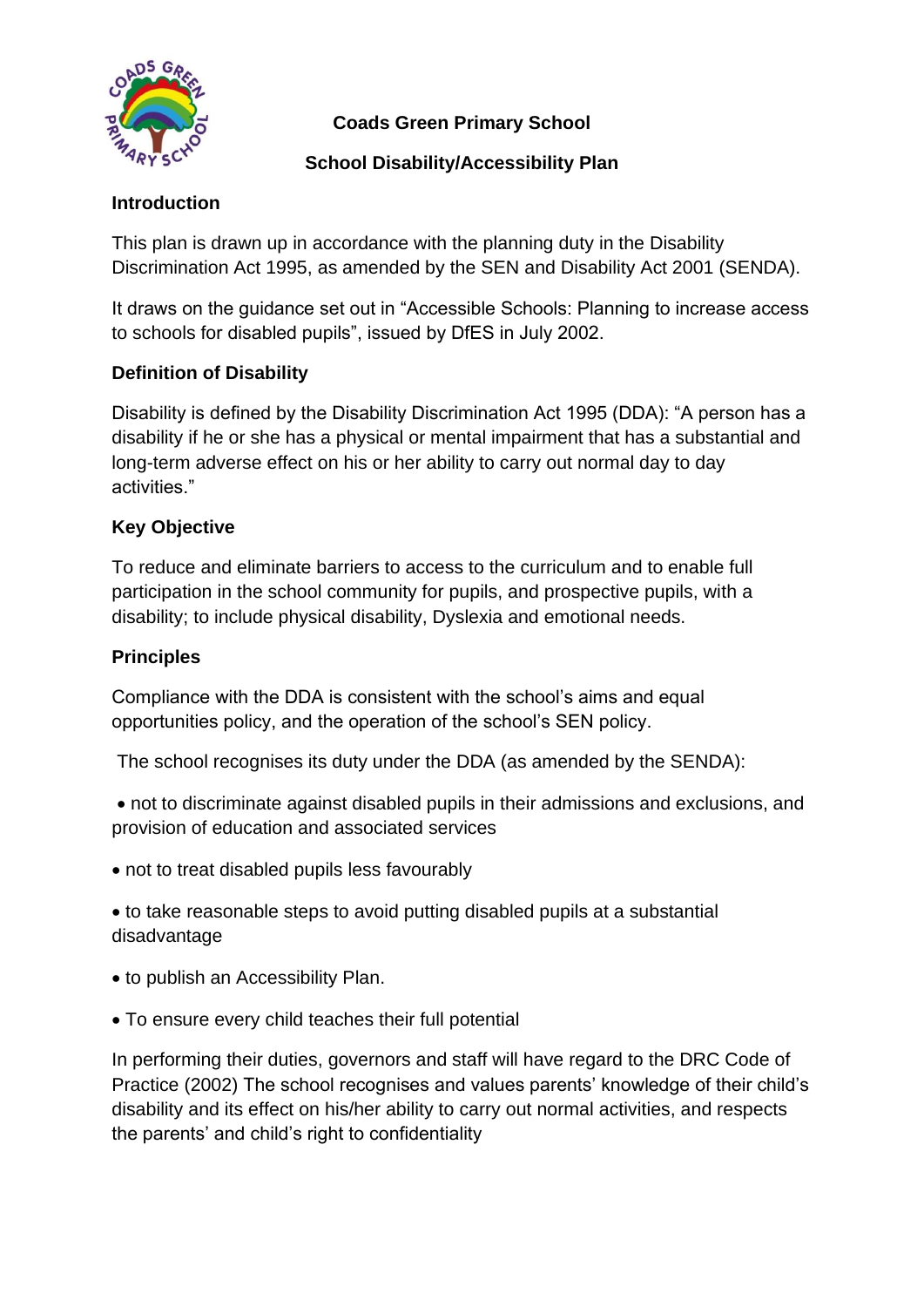# Coads Green Primary School

## School Disability/Accessibility Plan

### Introduction

This plan is drawn up in accordance with the planning duty in the Disability Discrimination Act 1995, as amended by the SEN and Disability Act 2001 (SENDA).

It draws on the guidance set out in "Accessible Schools: Planning to increase access to schools for disabled pupils", issued by DfES in July 2002.

### Definition of Disability

Disability is defined by the Disability Discrimination Act 1995 (DDA): "A person has a disability if he or she has a physical or mental impairment that has a substantial and long-term adverse effect on his or her ability to carry out normal day to day activities."

### Key Objective

To reduce and eliminate barriers to access to the curriculum and to enable full participation in the school community for pupils, and prospective pupils, with a disability; to include physical disability, Dyslexia and emotional needs.

### Principles

Compliance with the DDA is consistent with the school's aims and equal opportunities policy, and the operation of the school's SEN policy.

The school recognises its duty under the DDA (as amended by the SENDA):

- not to discriminate against disabled pupils in their admissions and exclusions, and provision of education and associated services
- not to treat disabled pupils less favourably
- to take reasonable steps to avoid putting disabled pupils at a substantial disadvantage
- to publish an Accessibility Plan.
- To ensure every child teaches their full potential

In performing their duties, governors and staff will have regard to the DRC Code of Practice (2002) The school recognises and values parents' knowledge of their child's disability and its effect on his/her ability to carry out normal activities, and respects the parents' and child's right to confidentiality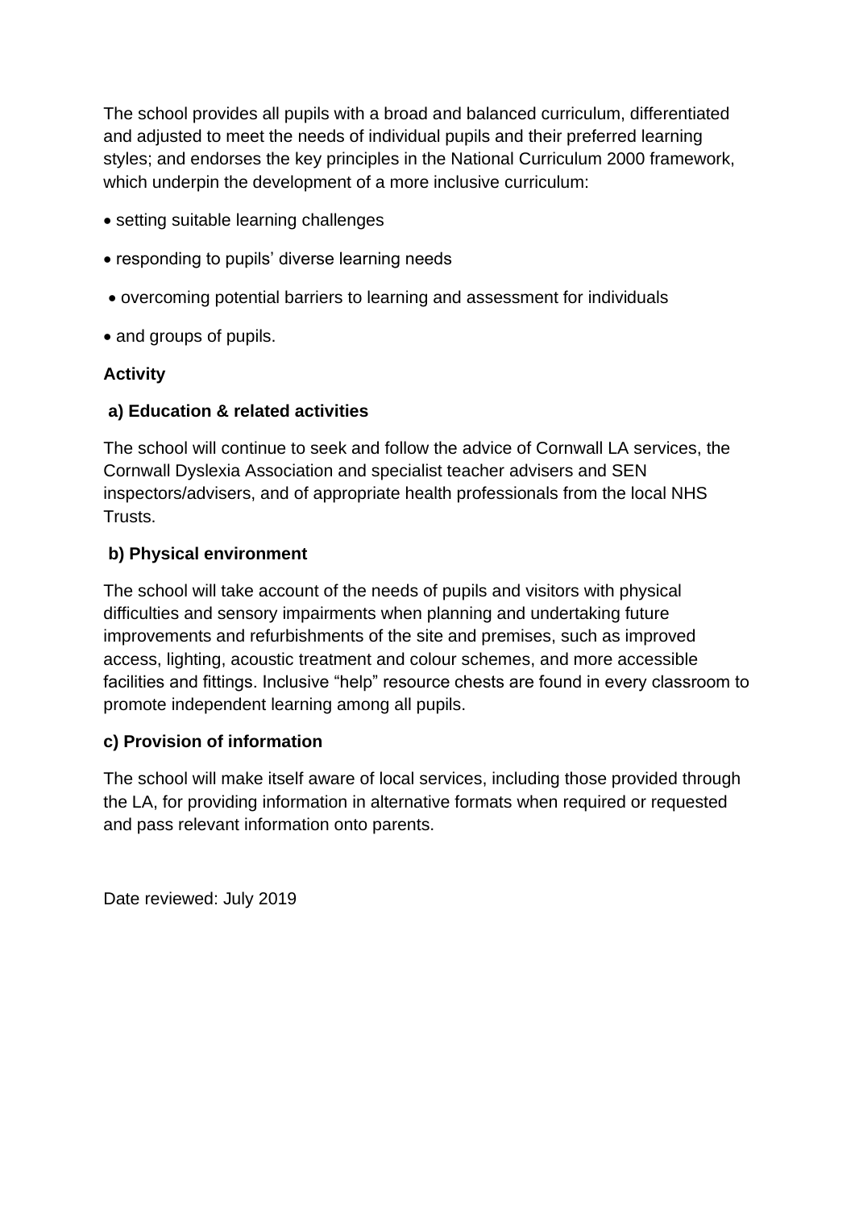The school provides all pupils with a broad and balanced curriculum, differentiated and adjusted to meet the needs of individual pupils and their preferred learning styles; and endorses the key principles in the National Curriculum 2000 framework, which underpin the development of a more inclusive curriculum:

- setting suitable learning challenges
- responding to pupils' diverse learning needs
- overcoming potential barriers to learning and assessment for individuals
- and groups of pupils.

**Activity**

**a) Education & related activities**

The school will continue to seek and follow the advice of Cornwall LA services, the Cornwall Dyslexia Association and specialist teacher advisers and SEN inspectors/advisers, and of appropriate health professionals from the local NHS Trusts.

**b) Physical environment**

The school will take account of the needs of pupils and visitors with physical difficulties and sensory impairments when planning and undertaking future improvements and refurbishments of the site and premises, such as improved access, lighting, acoustic treatment and colour schemes, and more accessible facilities and fittings. Inclusive "help" resource chests are found in every classroom to promote independent learning among all pupils.

**c) Provision of information**

The school will make itself aware of local services, including those provided through the LA, for providing information in alternative formats when required or requested and pass relevant information onto parents.

Date reviewed: July 2019